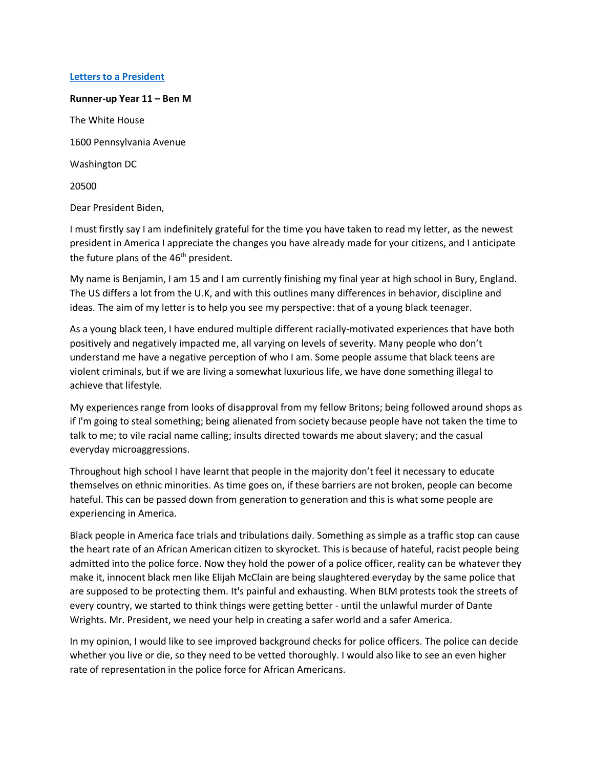[Letters to a President]()

**Runner-up Year 11 – Ben M**

The White House

1600 Pennsylvania Avenue

Washington DC

20500

Dear President Biden,

I must firstly say I am indefinitely grateful for the time you have taken to read my letter, as the newest president in America I appreciate the changes you have already made for your citizens, and I anticipate the future plans of the 46th president.

My name is Benjamin, I am 15 and I am currently finishing my final year at high school in Bury, England. The US differs a lot from the U.K, and with this outlines many differences in behavior, discipline and ideas. The aim of my letter is to help you see my perspective: that of a young black teenager.

As a young black teen, I have endured multiple different racially-motivated experiences that have both positively and negatively impacted me, all varying on levels of severity. Many people who don't understand me have a negative perception of who I am. Some people assume that black teens are violent criminals, but if we are living a somewhat luxurious life, we have done something illegal to achieve that lifestyle.

My experiences range from looks of disapproval from my fellow Britons; being followed around shops as if I'm going to steal something; being alienated from society because people have not taken the time to talk to me; to vile racial name calling; insults directed towards me about slavery; and the casual everyday microaggressions.

Throughout high school I have learnt that people in the majority don't feel it necessary to educate themselves on ethnic minorities. As time goes on, if these barriers are not broken, people can become hateful. This can be passed down from generation to generation and this is what some people are experiencing in America.

Black people in America face trials and tribulations daily. Something as simple as a traffic stop can cause the heart rate of an African American citizen to skyrocket. This is because of hateful, racist people being admitted into the police force. Now they hold the power of a police officer, reality can be whatever they make it, innocent black men like Elijah McClain are being slaughtered everyday by the same police that are supposed to be protecting them. It's painful and exhausting. When BLM protests took the streets of every country, we started to think things were getting better - until the unlawful murder of Dante Wrights. Mr. President, we need your help in creating a safer world and a safer America.

In my opinion, I would like to see improved background checks for police officers. The police can decide whether you live or die, so they need to be vetted thoroughly. I would also like to see an even higher rate of representation in the police force for African Americans.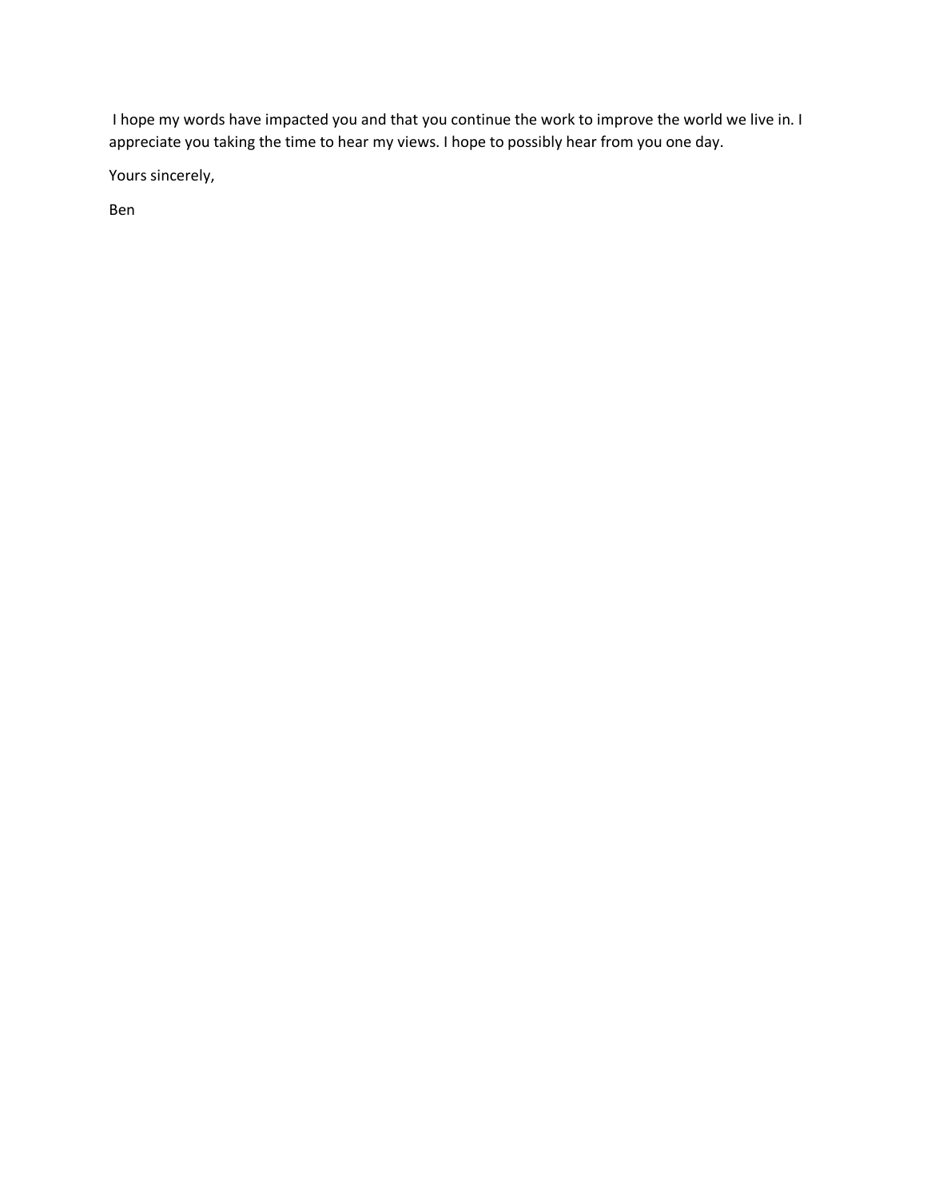I hope my words have impacted you and that you continue the work to improve the world we live in. I appreciate you taking the time to hear my views. I hope to possibly hear from you one day.

Yours sincerely,

Ben